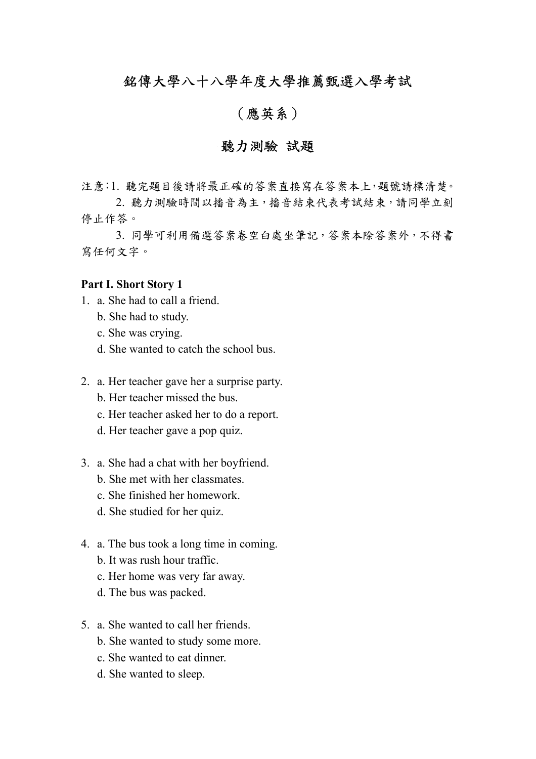# 銘傳大學八十八學年度大學推薦甄選入學考試

## （應英系）

## 聽力測驗 試題

注意：1. 聽完題目後請將最正確的答案直接寫在答案本上，題號請標清楚。

2. 聽力測驗時間以播音為主，播音結束代表考試結束，請同學立刻停止作答。

3. 同學可利用備選答案卷空白處坐筆記，答案本除答案外，不得書寫任何文字。

**Part I. Short Story 1**

1. a. She had to call a friend.
   b. She had to study.
   c. She was crying.
   d. She wanted to catch the school bus.

2. a. Her teacher gave her a surprise party.
   b. Her teacher missed the bus.
   c. Her teacher asked her to do a report.
   d. Her teacher gave a pop quiz.

3. a. She had a chat with her boyfriend.
   b. She met with her classmates.
   c. She finished her homework.
   d. She studied for her quiz.

4. a. The bus took a long time in coming.
   b. It was rush hour traffic.
   c. Her home was very far away.
   d. The bus was packed.

5. a. She wanted to call her friends.
   b. She wanted to study some more.
   c. She wanted to eat dinner.
   d. She wanted to sleep.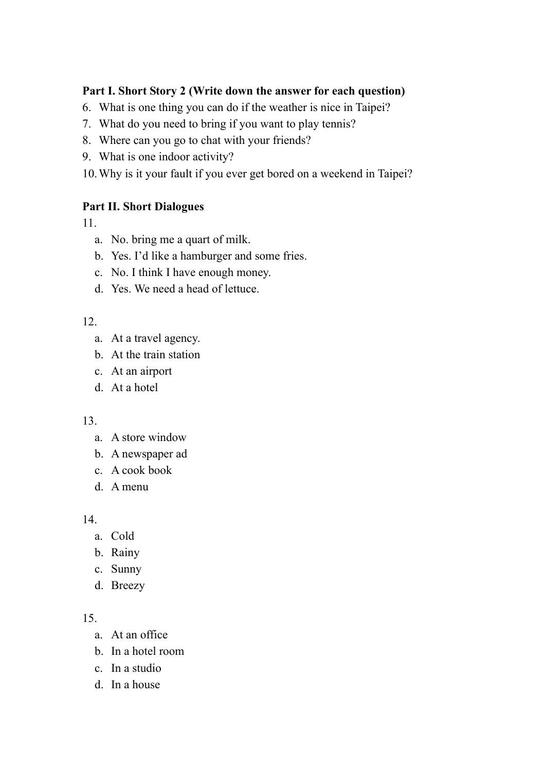**Part I. Short Story 2 (Write down the answer for each question)**

6. What is one thing you can do if the weather is nice in Taipei?
7. What do you need to bring if you want to play tennis?
8. Where can you go to chat with your friends?
9. What is one indoor activity?
10. Why is it your fault if you ever get bored on a weekend in Taipei?

**Part II. Short Dialogues**

11.
   a. No. bring me a quart of milk.
   b. Yes. I'd like a hamburger and some fries.
   c. No. I think I have enough money.
   d. Yes. We need a head of lettuce.

12.
   a. At a travel agency.
   b. At the train station
   c. At an airport
   d. At a hotel

13.
   a. A store window
   b. A newspaper ad
   c. A cook book
   d. A menu

14.
   a. Cold
   b. Rainy
   c. Sunny
   d. Breezy

15.
   a. At an office
   b. In a hotel room
   c. In a studio
   d. In a house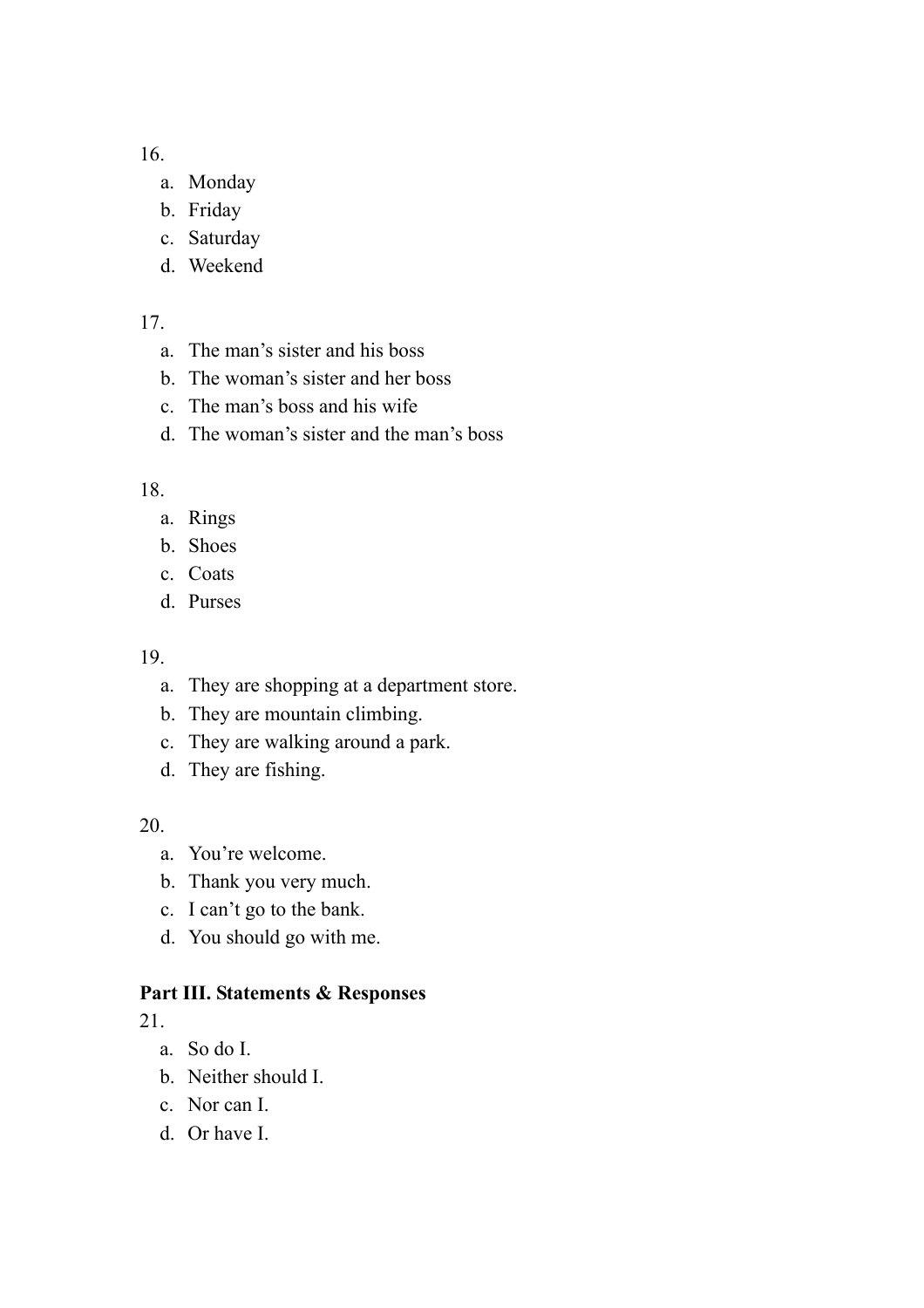16.

a. Monday
b. Friday
c. Saturday
d. Weekend

17.

a. The man's sister and his boss
b. The woman's sister and her boss
c. The man's boss and his wife
d. The woman's sister and the man's boss

18.

a. Rings
b. Shoes
c. Coats
d. Purses

19.

a. They are shopping at a department store.
b. They are mountain climbing.
c. They are walking around a park.
d. They are fishing.

20.

a. You're welcome.
b. Thank you very much.
c. I can't go to the bank.
d. You should go with me.

**Part III. Statements & Responses**

21.

a. So do I.
b. Neither should I.
c. Nor can I.
d. Or have I.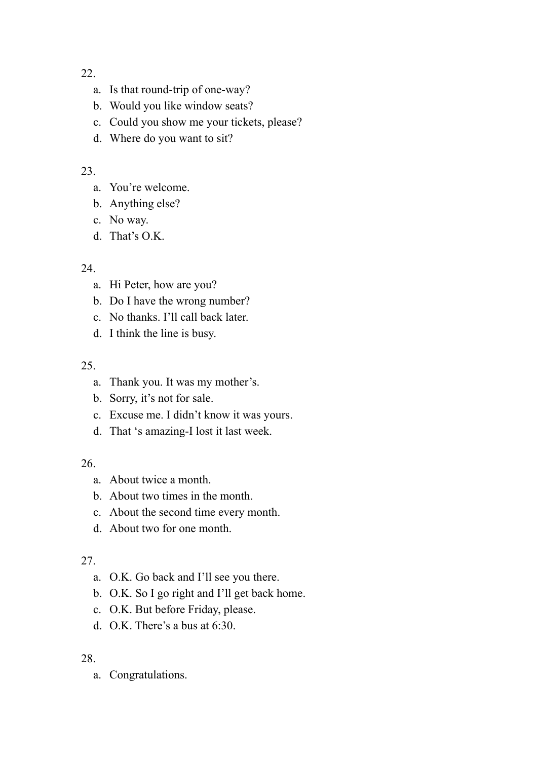22.

a. Is that round-trip of one-way?
b. Would you like window seats?
c. Could you show me your tickets, please?
d. Where do you want to sit?

23.

a. You're welcome.
b. Anything else?
c. No way.
d. That's O.K.

24.

a. Hi Peter, how are you?
b. Do I have the wrong number?
c. No thanks. I'll call back later.
d. I think the line is busy.

25.

a. Thank you. It was my mother's.
b. Sorry, it's not for sale.
c. Excuse me. I didn't know it was yours.
d. That 's amazing-I lost it last week.

26.

a. About twice a month.
b. About two times in the month.
c. About the second time every month.
d. About two for one month.

27.

a. O.K. Go back and I'll see you there.
b. O.K. So I go right and I'll get back home.
c. O.K. But before Friday, please.
d. O.K. There's a bus at 6:30.

28.

a. Congratulations.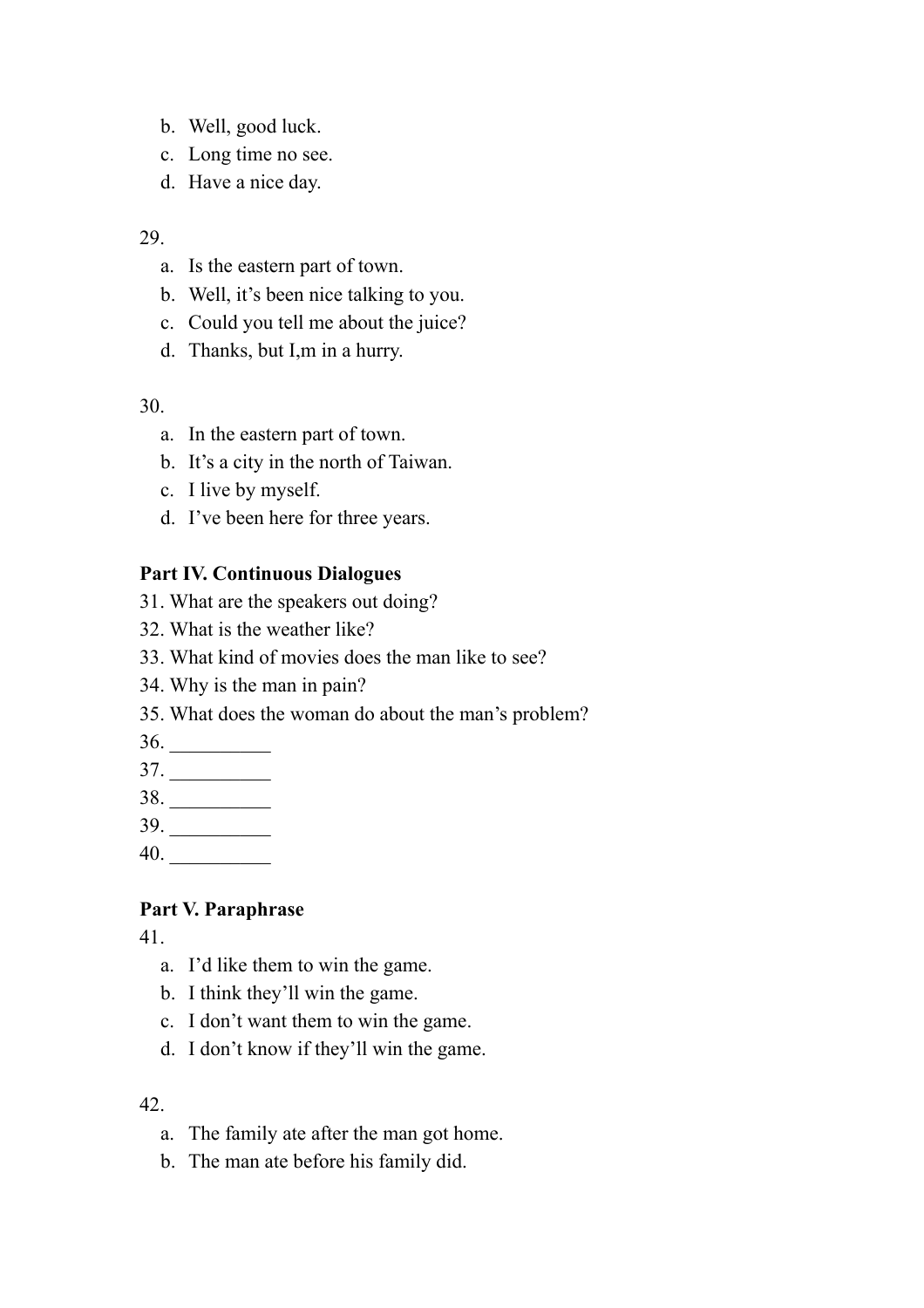b. Well, good luck.
c. Long time no see.
d. Have a nice day.

29.

a. Is the eastern part of town.
b. Well, it's been nice talking to you.
c. Could you tell me about the juice?
d. Thanks, but I,m in a hurry.

30.

a. In the eastern part of town.
b. It's a city in the north of Taiwan.
c. I live by myself.
d. I've been here for three years.

**Part IV. Continuous Dialogues**

31. What are the speakers out doing?
32. What is the weather like?
33. What kind of movies does the man like to see?
34. Why is the man in pain?
35. What does the woman do about the man's problem?
36. __________
37. __________
38. __________
39. __________
40. __________

**Part V. Paraphrase**

41.

a. I'd like them to win the game.
b. I think they'll win the game.
c. I don't want them to win the game.
d. I don't know if they'll win the game.

42.

a. The family ate after the man got home.
b. The man ate before his family did.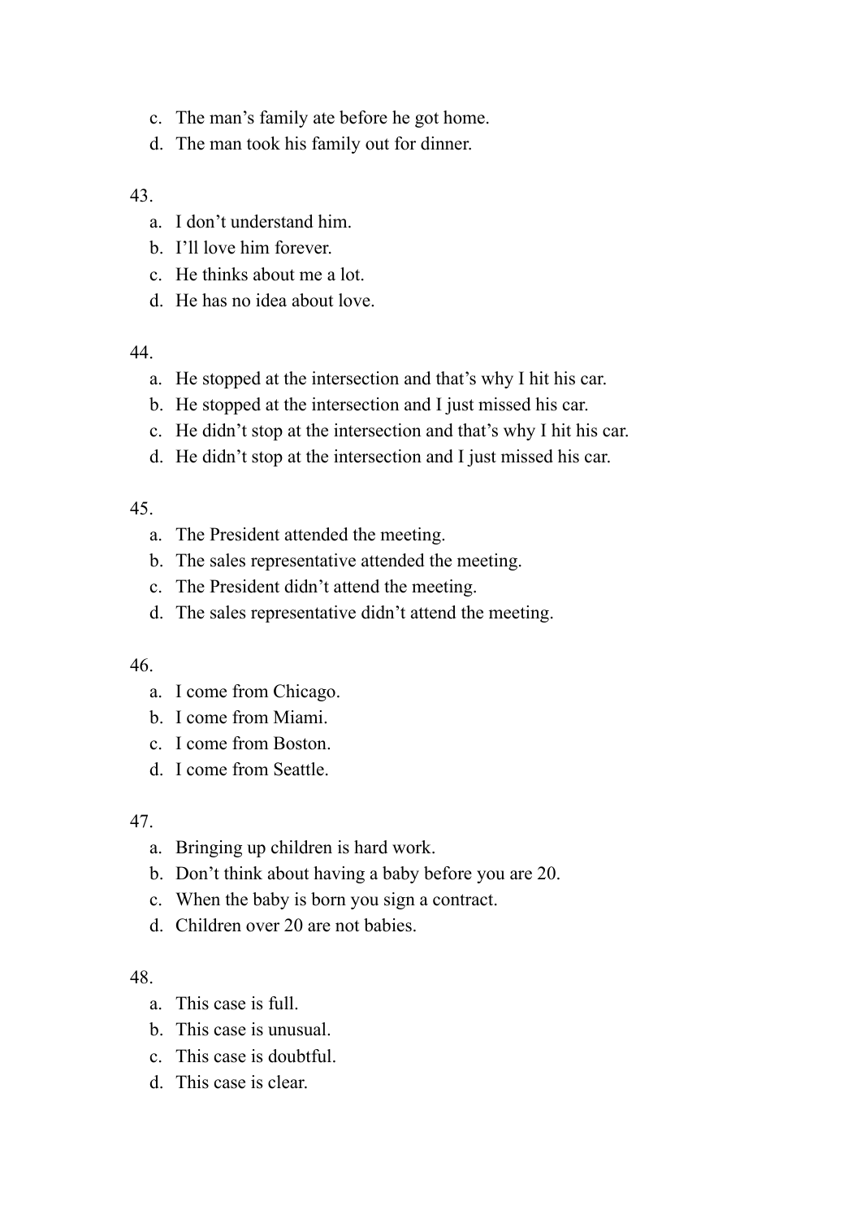c. The man's family ate before he got home.
d. The man took his family out for dinner.

43.

a. I don't understand him.
b. I'll love him forever.
c. He thinks about me a lot.
d. He has no idea about love.

44.

a. He stopped at the intersection and that's why I hit his car.
b. He stopped at the intersection and I just missed his car.
c. He didn't stop at the intersection and that's why I hit his car.
d. He didn't stop at the intersection and I just missed his car.

45.

a. The President attended the meeting.
b. The sales representative attended the meeting.
c. The President didn't attend the meeting.
d. The sales representative didn't attend the meeting.

46.

a. I come from Chicago.
b. I come from Miami.
c. I come from Boston.
d. I come from Seattle.

47.

a. Bringing up children is hard work.
b. Don't think about having a baby before you are 20.
c. When the baby is born you sign a contract.
d. Children over 20 are not babies.

48.

a. This case is full.
b. This case is unusual.
c. This case is doubtful.
d. This case is clear.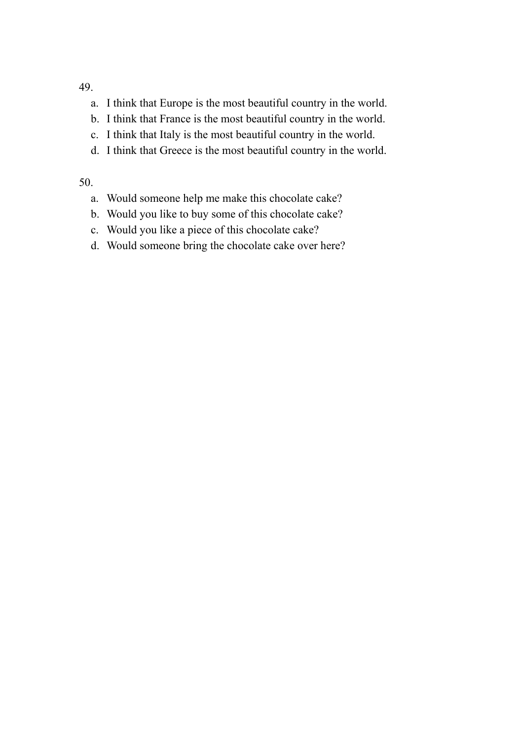49.

a. I think that Europe is the most beautiful country in the world.
b. I think that France is the most beautiful country in the world.
c. I think that Italy is the most beautiful country in the world.
d. I think that Greece is the most beautiful country in the world.

50.

a. Would someone help me make this chocolate cake?
b. Would you like to buy some of this chocolate cake?
c. Would you like a piece of this chocolate cake?
d. Would someone bring the chocolate cake over here?